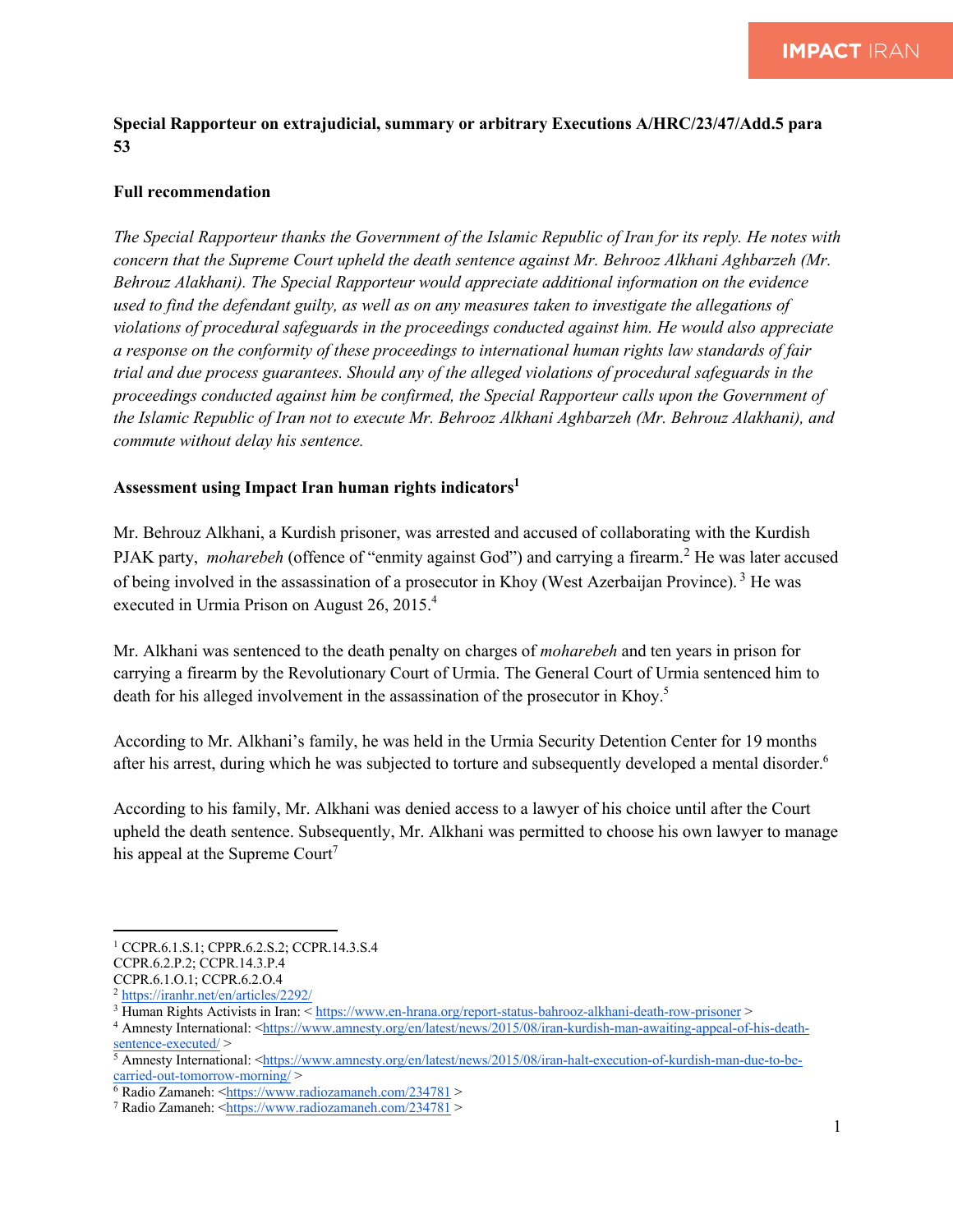**Special Rapporteur on extrajudicial, summary or arbitrary Executions A/HRC/23/47/Add.5 para 53**

**Full recommendation**

*The Special Rapporteur thanks the Government of the Islamic Republic of Iran for its reply. He notes with concern that the Supreme Court upheld the death sentence against Mr. Behrooz Alkhani Aghbarzeh (Mr. Behrouz Alakhani). The Special Rapporteur would appreciate additional information on the evidence used to find the defendant guilty, as well as on any measures taken to investigate the allegations of violations of procedural safeguards in the proceedings conducted against him. He would also appreciate a response on the conformity of these proceedings to international human rights law standards of fair trial and due process guarantees. Should any of the alleged violations of procedural safeguards in the proceedings conducted against him be confirmed, the Special Rapporteur calls upon the Government of the Islamic Republic of Iran not to execute Mr. Behrooz Alkhani Aghbarzeh (Mr. Behrouz Alakhani), and commute without delay his sentence.*

**Assessment using Impact Iran human rights indicators[1]**

Mr. Behrouz Alkhani, a Kurdish prisoner, was arrested and accused of collaborating with the Kurdish PJAK party, *moharebeh* (offence of "enmity against God") and carrying a firearm.[2] He was later accused of being involved in the assassination of a prosecutor in Khoy (West Azerbaijan Province).[3] He was executed in Urmia Prison on August 26, 2015.[4]

Mr. Alkhani was sentenced to the death penalty on charges of *moharebeh* and ten years in prison for carrying a firearm by the Revolutionary Court of Urmia. The General Court of Urmia sentenced him to death for his alleged involvement in the assassination of the prosecutor in Khoy.[5]

According to Mr. Alkhani's family, he was held in the Urmia Security Detention Center for 19 months after his arrest, during which he was subjected to torture and subsequently developed a mental disorder.[6]

According to his family, Mr. Alkhani was denied access to a lawyer of his choice until after the Court upheld the death sentence. Subsequently, Mr. Alkhani was permitted to choose his own lawyer to manage his appeal at the Supreme Court[7]

---

[1] CCPR.6.1.S.1; CPPR.6.2.S.2; CCPR.14.3.S.4
CCPR.6.2.P.2; CCPR.14.3.P.4
CCPR.6.1.O.1; CCPR.6.2.O.4

[2] https://iranhr.net/en/articles/2292/

[3] Human Rights Activists in Iran: < https://www.en-hrana.org/report-status-bahrooz-alkhani-death-row-prisoner >

[4] Amnesty International: <https://www.amnesty.org/en/latest/news/2015/08/iran-kurdish-man-awaiting-appeal-of-his-death-sentence-executed/ >

[5] Amnesty International: <https://www.amnesty.org/en/latest/news/2015/08/iran-halt-execution-of-kurdish-man-due-to-be-carried-out-tomorrow-morning/ >

[6] Radio Zamaneh: <https://www.radiozamaneh.com/234781 >

[7] Radio Zamaneh: <https://www.radiozamaneh.com/234781 >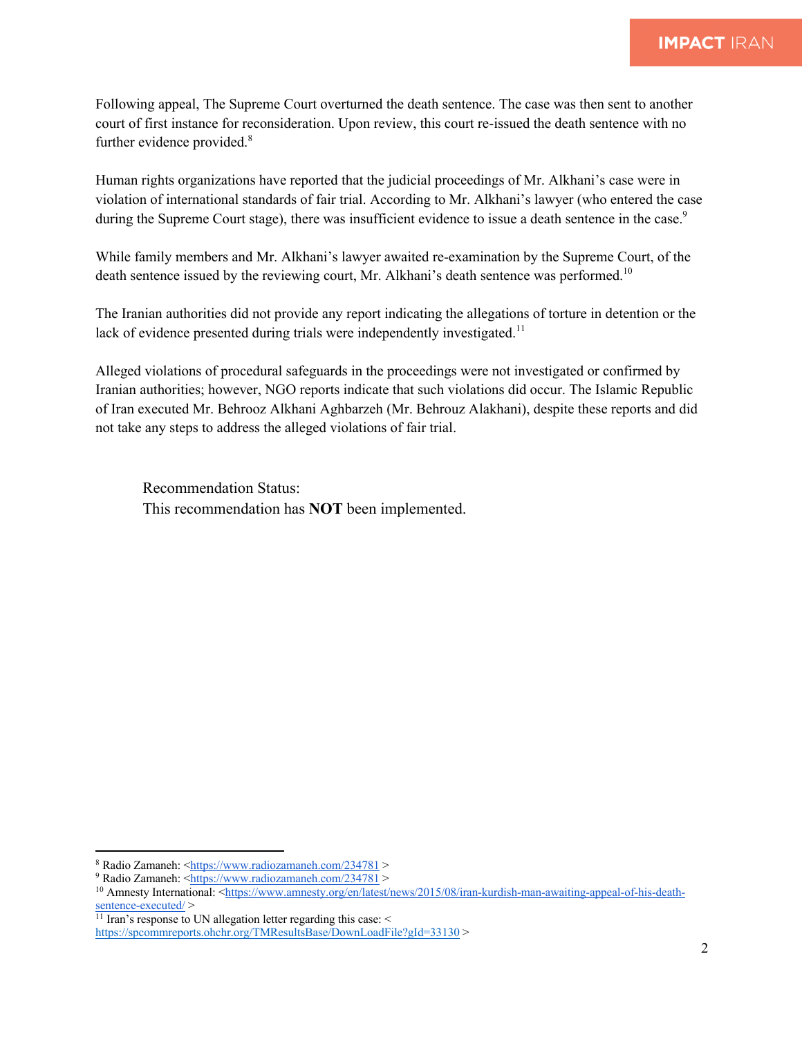Following appeal, The Supreme Court overturned the death sentence. The case was then sent to another court of first instance for reconsideration. Upon review, this court re-issued the death sentence with no further evidence provided.[8]

Human rights organizations have reported that the judicial proceedings of Mr. Alkhani's case were in violation of international standards of fair trial. According to Mr. Alkhani's lawyer (who entered the case during the Supreme Court stage), there was insufficient evidence to issue a death sentence in the case.[9]

While family members and Mr. Alkhani's lawyer awaited re-examination by the Supreme Court, of the death sentence issued by the reviewing court, Mr. Alkhani's death sentence was performed.[10]

The Iranian authorities did not provide any report indicating the allegations of torture in detention or the lack of evidence presented during trials were independently investigated.[11]

Alleged violations of procedural safeguards in the proceedings were not investigated or confirmed by Iranian authorities; however, NGO reports indicate that such violations did occur. The Islamic Republic of Iran executed Mr. Behrooz Alkhani Aghbarzeh (Mr. Behrouz Alakhani), despite these reports and did not take any steps to address the alleged violations of fair trial.

> Recommendation Status:
> This recommendation has **NOT** been implemented.

---

[8] Radio Zamaneh: <https://www.radiozamaneh.com/234781 >

[9] Radio Zamaneh: <https://www.radiozamaneh.com/234781 >

[10] Amnesty International: <https://www.amnesty.org/en/latest/news/2015/08/iran-kurdish-man-awaiting-appeal-of-his-death-sentence-executed/ >

[11] Iran's response to UN allegation letter regarding this case: < https://spcommreports.ohchr.org/TMResultsBase/DownLoadFile?gId=33130 >